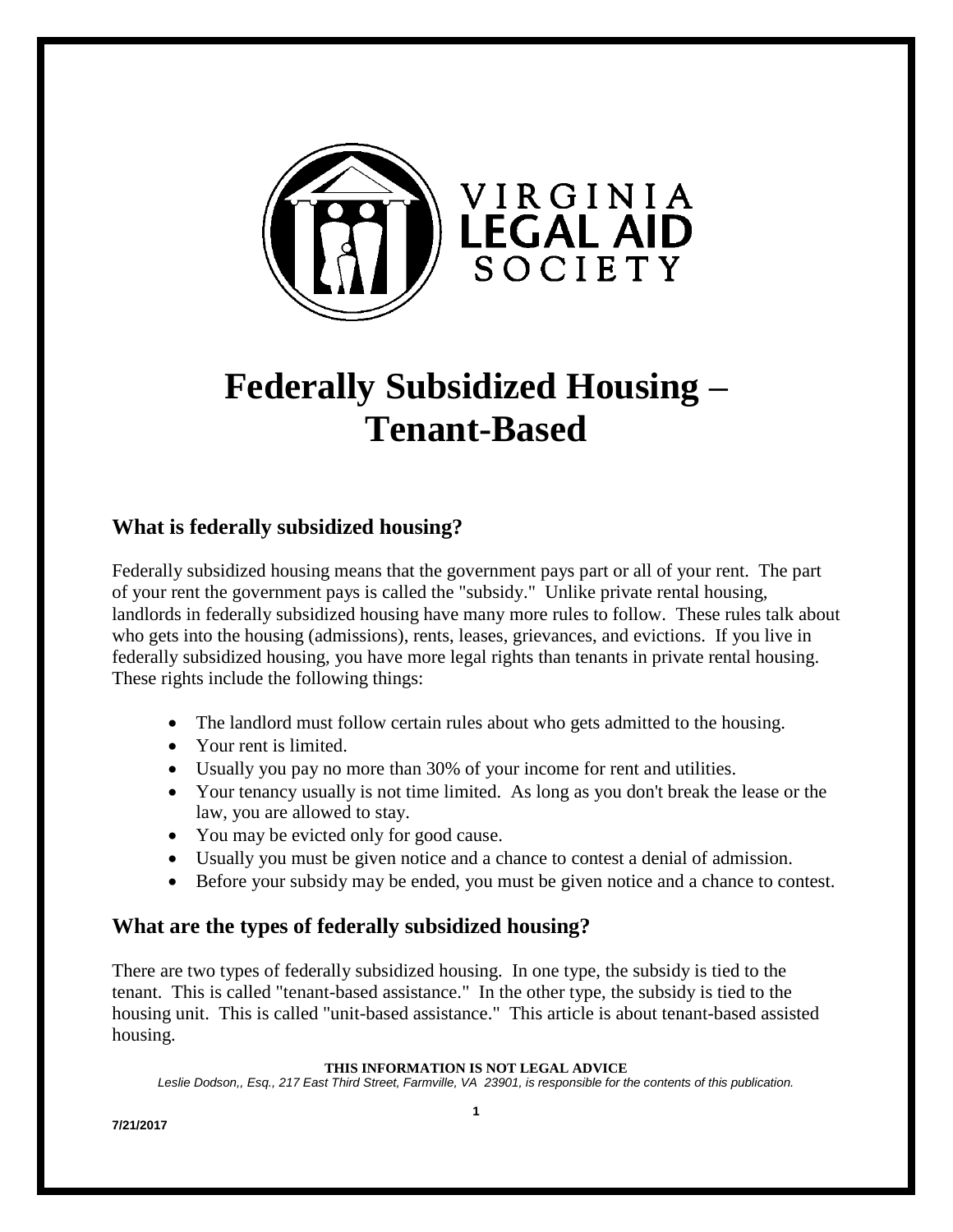VIRGINIA LEGAL AID SOCIETY

# Federally Subsidized Housing – Tenant-Based

## What is federally subsidized housing?

Federally subsidized housing means that the government pays part or all of your rent. The part of your rent the government pays is called the "subsidy." Unlike private rental housing, landlords in federally subsidized housing have many more rules to follow. These rules talk about who gets into the housing (admissions), rents, leases, grievances, and evictions. If you live in federally subsidized housing, you have more legal rights than tenants in private rental housing. These rights include the following things:

- The landlord must follow certain rules about who gets admitted to the housing.
- Your rent is limited.
- Usually you pay no more than 30% of your income for rent and utilities.
- Your tenancy usually is not time limited. As long as you don't break the lease or the law, you are allowed to stay.
- You may be evicted only for good cause.
- Usually you must be given notice and a chance to contest a denial of admission.
- Before your subsidy may be ended, you must be given notice and a chance to contest.

## What are the types of federally subsidized housing?

There are two types of federally subsidized housing. In one type, the subsidy is tied to the tenant. This is called "tenant-based assistance." In the other type, the subsidy is tied to the housing unit. This is called "unit-based assistance." This article is about tenant-based assisted housing.

**THIS INFORMATION IS NOT LEGAL ADVICE**

*Leslie Dodson,, Esq., 217 East Third Street, Farmville, VA 23901, is responsible for the contents of this publication.*

**7/21/2017**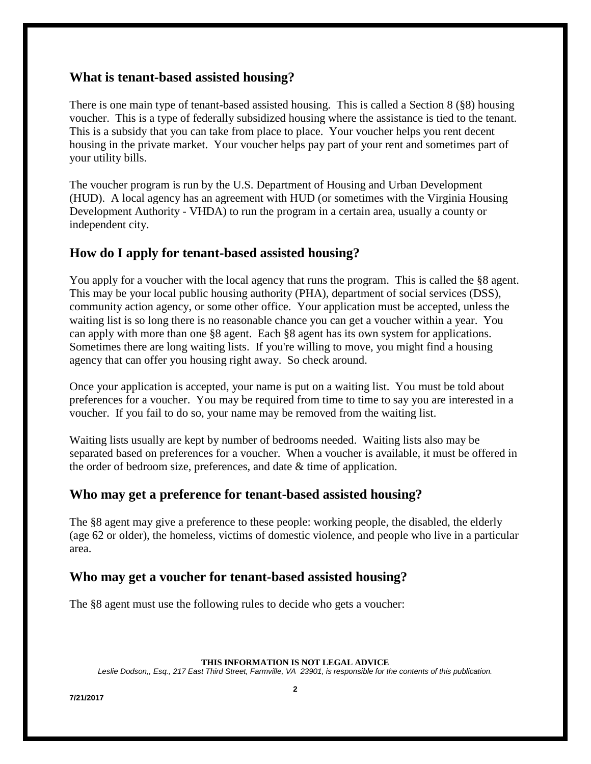## What is tenant-based assisted housing?

There is one main type of tenant-based assisted housing. This is called a Section 8 (§8) housing voucher. This is a type of federally subsidized housing where the assistance is tied to the tenant. This is a subsidy that you can take from place to place. Your voucher helps you rent decent housing in the private market. Your voucher helps pay part of your rent and sometimes part of your utility bills.

The voucher program is run by the U.S. Department of Housing and Urban Development (HUD). A local agency has an agreement with HUD (or sometimes with the Virginia Housing Development Authority - VHDA) to run the program in a certain area, usually a county or independent city.

## How do I apply for tenant-based assisted housing?

You apply for a voucher with the local agency that runs the program. This is called the §8 agent. This may be your local public housing authority (PHA), department of social services (DSS), community action agency, or some other office. Your application must be accepted, unless the waiting list is so long there is no reasonable chance you can get a voucher within a year. You can apply with more than one §8 agent. Each §8 agent has its own system for applications. Sometimes there are long waiting lists. If you're willing to move, you might find a housing agency that can offer you housing right away. So check around.

Once your application is accepted, your name is put on a waiting list. You must be told about preferences for a voucher. You may be required from time to time to say you are interested in a voucher. If you fail to do so, your name may be removed from the waiting list.

Waiting lists usually are kept by number of bedrooms needed. Waiting lists also may be separated based on preferences for a voucher. When a voucher is available, it must be offered in the order of bedroom size, preferences, and date & time of application.

## Who may get a preference for tenant-based assisted housing?

The §8 agent may give a preference to these people: working people, the disabled, the elderly (age 62 or older), the homeless, victims of domestic violence, and people who live in a particular area.

## Who may get a voucher for tenant-based assisted housing?

The §8 agent must use the following rules to decide who gets a voucher:

**THIS INFORMATION IS NOT LEGAL ADVICE**

*Leslie Dodson,, Esq., 217 East Third Street, Farmville, VA 23901, is responsible for the contents of this publication.*

**7/21/2017**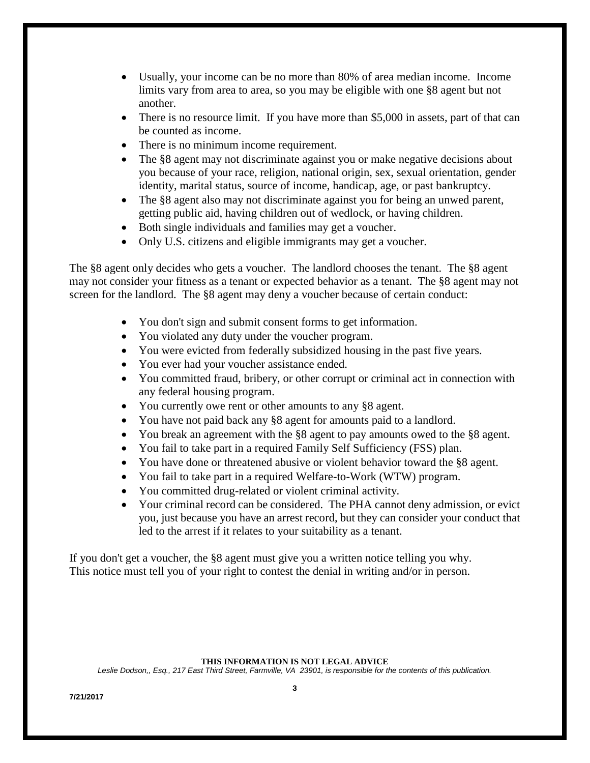- Usually, your income can be no more than 80% of area median income. Income limits vary from area to area, so you may be eligible with one §8 agent but not another.
- There is no resource limit. If you have more than $5,000 in assets, part of that can be counted as income.
- There is no minimum income requirement.
- The §8 agent may not discriminate against you or make negative decisions about you because of your race, religion, national origin, sex, sexual orientation, gender identity, marital status, source of income, handicap, age, or past bankruptcy.
- The §8 agent also may not discriminate against you for being an unwed parent, getting public aid, having children out of wedlock, or having children.
- Both single individuals and families may get a voucher.
- Only U.S. citizens and eligible immigrants may get a voucher.

The §8 agent only decides who gets a voucher. The landlord chooses the tenant. The §8 agent may not consider your fitness as a tenant or expected behavior as a tenant. The §8 agent may not screen for the landlord. The §8 agent may deny a voucher because of certain conduct:

- You don't sign and submit consent forms to get information.
- You violated any duty under the voucher program.
- You were evicted from federally subsidized housing in the past five years.
- You ever had your voucher assistance ended.
- You committed fraud, bribery, or other corrupt or criminal act in connection with any federal housing program.
- You currently owe rent or other amounts to any §8 agent.
- You have not paid back any §8 agent for amounts paid to a landlord.
- You break an agreement with the §8 agent to pay amounts owed to the §8 agent.
- You fail to take part in a required Family Self Sufficiency (FSS) plan.
- You have done or threatened abusive or violent behavior toward the §8 agent.
- You fail to take part in a required Welfare-to-Work (WTW) program.
- You committed drug-related or violent criminal activity.
- Your criminal record can be considered. The PHA cannot deny admission, or evict you, just because you have an arrest record, but they can consider your conduct that led to the arrest if it relates to your suitability as a tenant.

If you don't get a voucher, the §8 agent must give you a written notice telling you why. This notice must tell you of your right to contest the denial in writing and/or in person.

**THIS INFORMATION IS NOT LEGAL ADVICE**

*Leslie Dodson,, Esq., 217 East Third Street, Farmville, VA 23901, is responsible for the contents of this publication.*

**7/21/2017**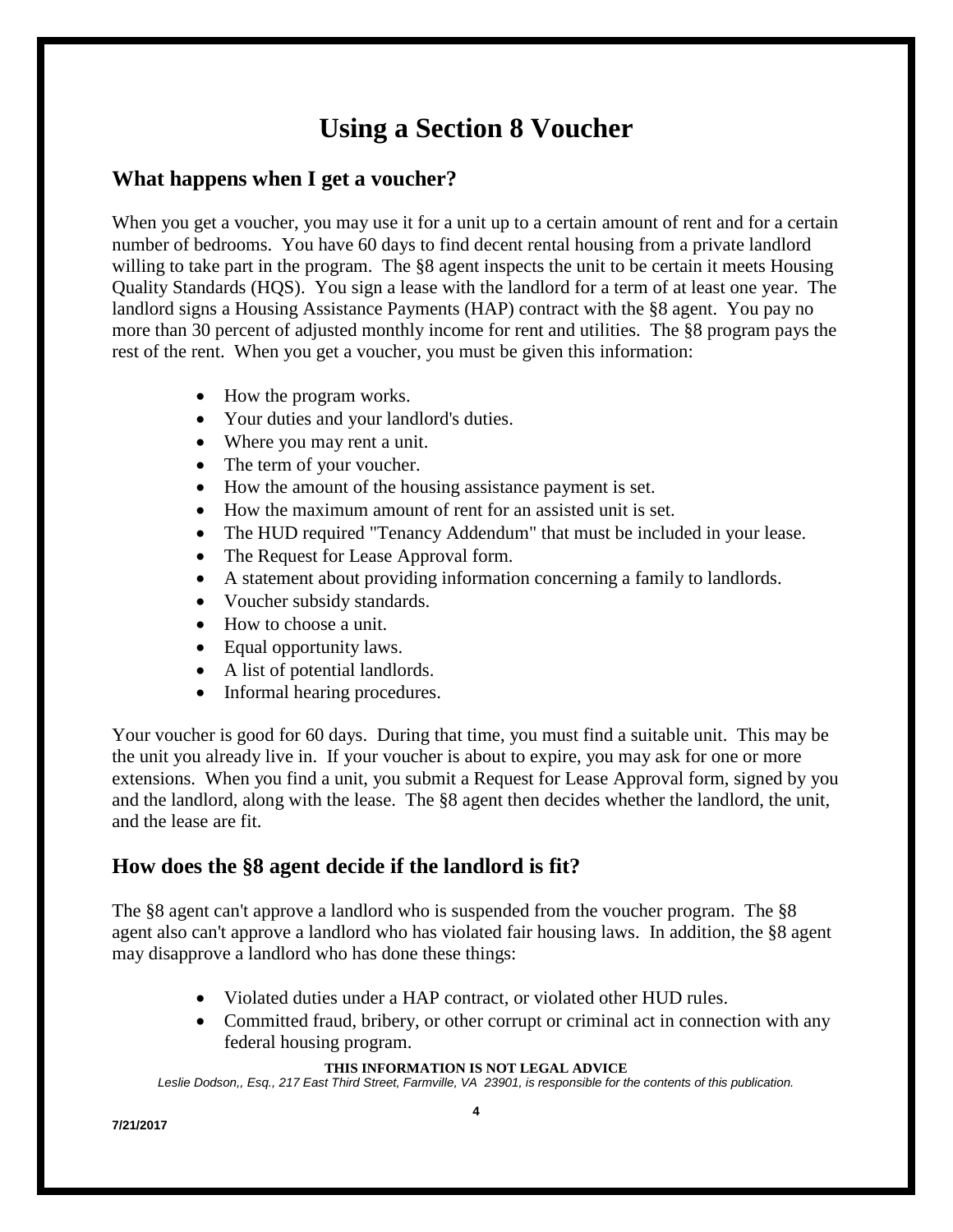# Using a Section 8 Voucher

## What happens when I get a voucher?

When you get a voucher, you may use it for a unit up to a certain amount of rent and for a certain number of bedrooms. You have 60 days to find decent rental housing from a private landlord willing to take part in the program. The §8 agent inspects the unit to be certain it meets Housing Quality Standards (HQS). You sign a lease with the landlord for a term of at least one year. The landlord signs a Housing Assistance Payments (HAP) contract with the §8 agent. You pay no more than 30 percent of adjusted monthly income for rent and utilities. The §8 program pays the rest of the rent. When you get a voucher, you must be given this information:

- How the program works.
- Your duties and your landlord's duties.
- Where you may rent a unit.
- The term of your voucher.
- How the amount of the housing assistance payment is set.
- How the maximum amount of rent for an assisted unit is set.
- The HUD required "Tenancy Addendum" that must be included in your lease.
- The Request for Lease Approval form.
- A statement about providing information concerning a family to landlords.
- Voucher subsidy standards.
- How to choose a unit.
- Equal opportunity laws.
- A list of potential landlords.
- Informal hearing procedures.

Your voucher is good for 60 days. During that time, you must find a suitable unit. This may be the unit you already live in. If your voucher is about to expire, you may ask for one or more extensions. When you find a unit, you submit a Request for Lease Approval form, signed by you and the landlord, along with the lease. The §8 agent then decides whether the landlord, the unit, and the lease are fit.

## How does the §8 agent decide if the landlord is fit?

The §8 agent can't approve a landlord who is suspended from the voucher program. The §8 agent also can't approve a landlord who has violated fair housing laws. In addition, the §8 agent may disapprove a landlord who has done these things:

- Violated duties under a HAP contract, or violated other HUD rules.
- Committed fraud, bribery, or other corrupt or criminal act in connection with any federal housing program.

**THIS INFORMATION IS NOT LEGAL ADVICE**
*Leslie Dodson,, Esq., 217 East Third Street, Farmville, VA 23901, is responsible for the contents of this publication.*

7/21/2017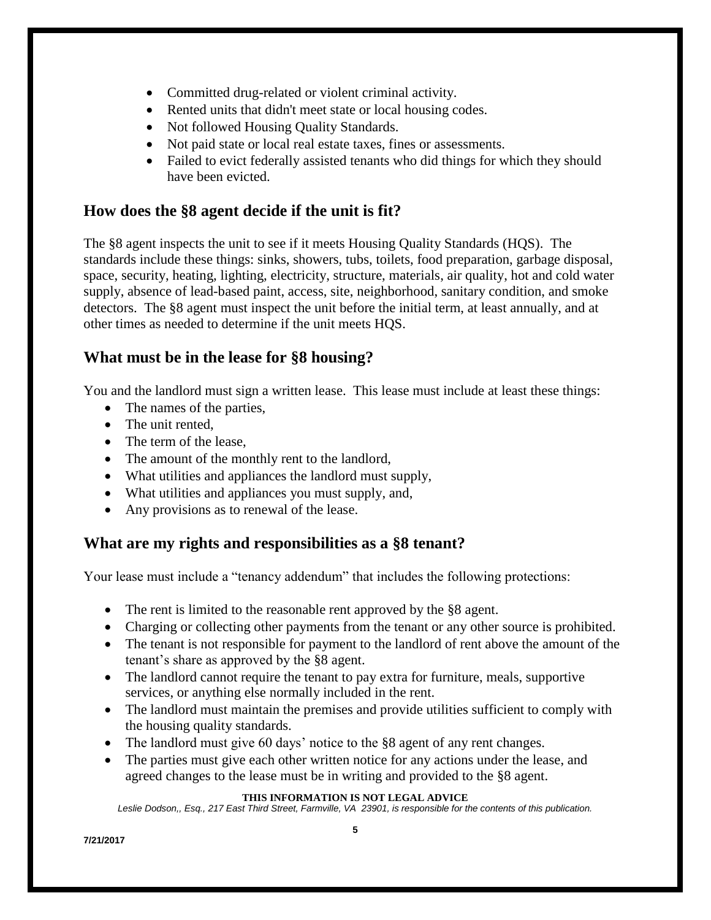- Committed drug-related or violent criminal activity.
- Rented units that didn't meet state or local housing codes.
- Not followed Housing Quality Standards.
- Not paid state or local real estate taxes, fines or assessments.
- Failed to evict federally assisted tenants who did things for which they should have been evicted.

## How does the §8 agent decide if the unit is fit?

The §8 agent inspects the unit to see if it meets Housing Quality Standards (HQS). The standards include these things: sinks, showers, tubs, toilets, food preparation, garbage disposal, space, security, heating, lighting, electricity, structure, materials, air quality, hot and cold water supply, absence of lead-based paint, access, site, neighborhood, sanitary condition, and smoke detectors. The §8 agent must inspect the unit before the initial term, at least annually, and at other times as needed to determine if the unit meets HQS.

## What must be in the lease for §8 housing?

You and the landlord must sign a written lease. This lease must include at least these things:

- The names of the parties,
- The unit rented,
- The term of the lease,
- The amount of the monthly rent to the landlord,
- What utilities and appliances the landlord must supply,
- What utilities and appliances you must supply, and,
- Any provisions as to renewal of the lease.

## What are my rights and responsibilities as a §8 tenant?

Your lease must include a "tenancy addendum" that includes the following protections:

- The rent is limited to the reasonable rent approved by the §8 agent.
- Charging or collecting other payments from the tenant or any other source is prohibited.
- The tenant is not responsible for payment to the landlord of rent above the amount of the tenant's share as approved by the §8 agent.
- The landlord cannot require the tenant to pay extra for furniture, meals, supportive services, or anything else normally included in the rent.
- The landlord must maintain the premises and provide utilities sufficient to comply with the housing quality standards.
- The landlord must give 60 days' notice to the §8 agent of any rent changes.
- The parties must give each other written notice for any actions under the lease, and agreed changes to the lease must be in writing and provided to the §8 agent.

**THIS INFORMATION IS NOT LEGAL ADVICE**

*Leslie Dodson,, Esq., 217 East Third Street, Farmville, VA 23901, is responsible for the contents of this publication.*

**7/21/2017**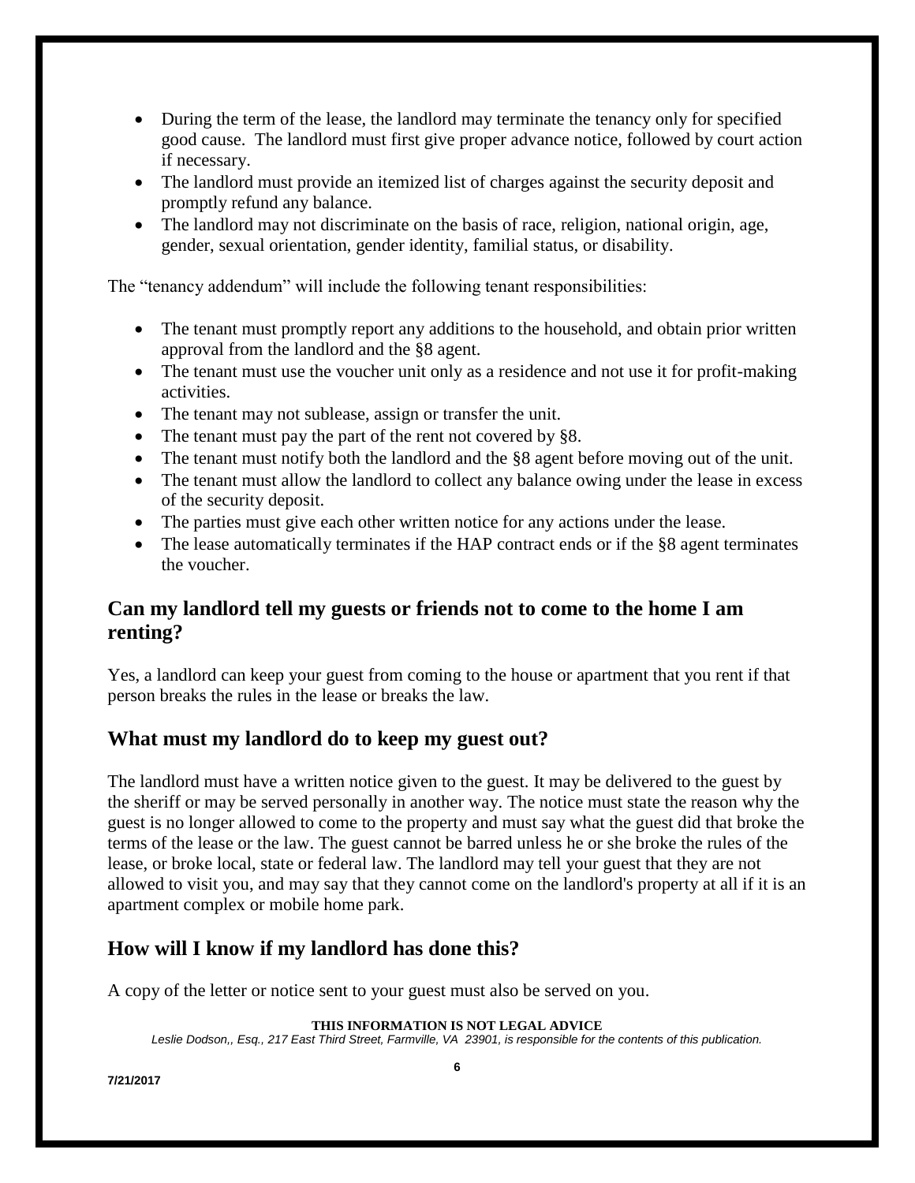- During the term of the lease, the landlord may terminate the tenancy only for specified good cause. The landlord must first give proper advance notice, followed by court action if necessary.
- The landlord must provide an itemized list of charges against the security deposit and promptly refund any balance.
- The landlord may not discriminate on the basis of race, religion, national origin, age, gender, sexual orientation, gender identity, familial status, or disability.

The "tenancy addendum" will include the following tenant responsibilities:

- The tenant must promptly report any additions to the household, and obtain prior written approval from the landlord and the §8 agent.
- The tenant must use the voucher unit only as a residence and not use it for profit-making activities.
- The tenant may not sublease, assign or transfer the unit.
- The tenant must pay the part of the rent not covered by §8.
- The tenant must notify both the landlord and the §8 agent before moving out of the unit.
- The tenant must allow the landlord to collect any balance owing under the lease in excess of the security deposit.
- The parties must give each other written notice for any actions under the lease.
- The lease automatically terminates if the HAP contract ends or if the §8 agent terminates the voucher.

## Can my landlord tell my guests or friends not to come to the home I am renting?

Yes, a landlord can keep your guest from coming to the house or apartment that you rent if that person breaks the rules in the lease or breaks the law.

## What must my landlord do to keep my guest out?

The landlord must have a written notice given to the guest. It may be delivered to the guest by the sheriff or may be served personally in another way. The notice must state the reason why the guest is no longer allowed to come to the property and must say what the guest did that broke the terms of the lease or the law. The guest cannot be barred unless he or she broke the rules of the lease, or broke local, state or federal law. The landlord may tell your guest that they are not allowed to visit you, and may say that they cannot come on the landlord's property at all if it is an apartment complex or mobile home park.

## How will I know if my landlord has done this?

A copy of the letter or notice sent to your guest must also be served on you.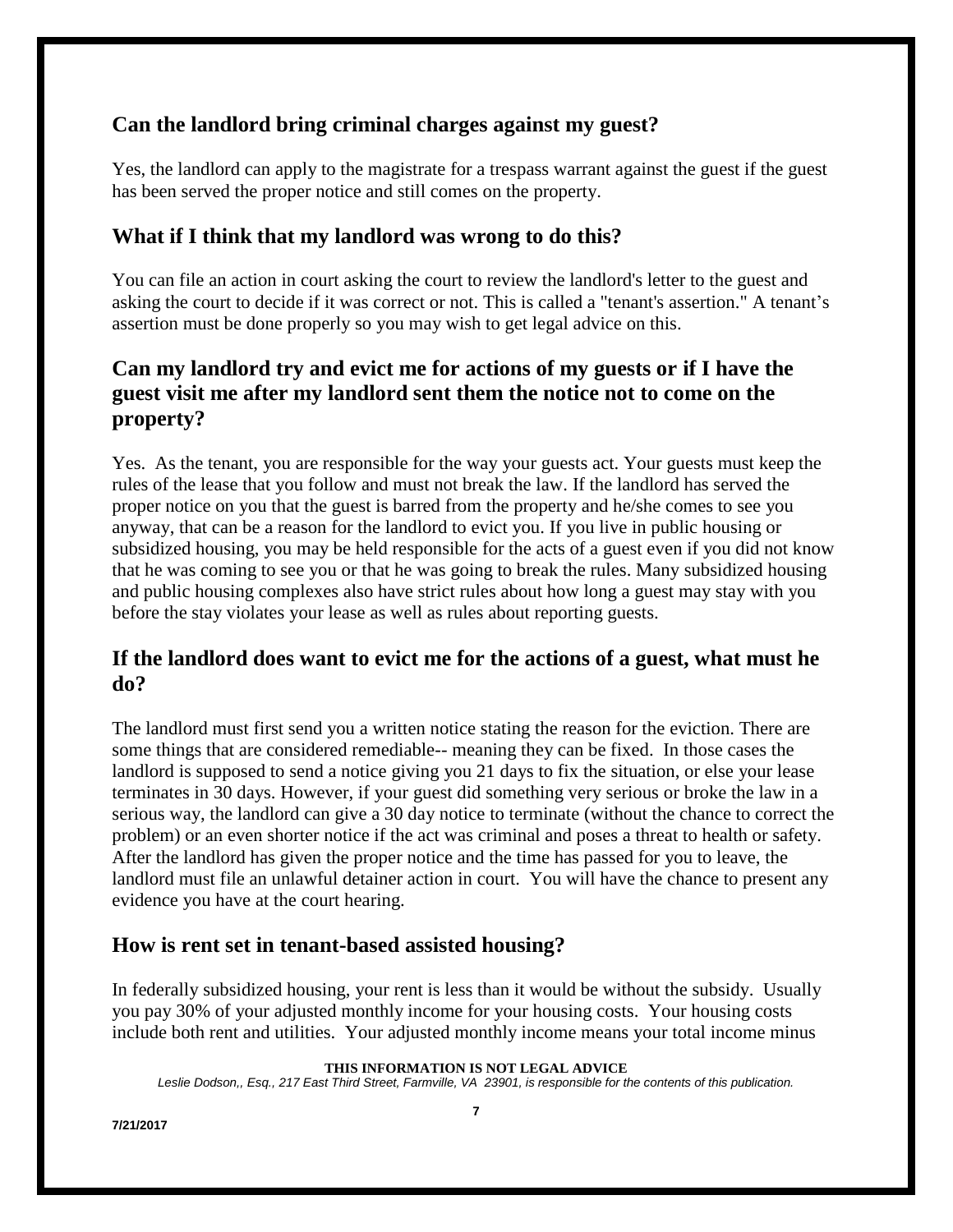## Can the landlord bring criminal charges against my guest?

Yes, the landlord can apply to the magistrate for a trespass warrant against the guest if the guest has been served the proper notice and still comes on the property.

## What if I think that my landlord was wrong to do this?

You can file an action in court asking the court to review the landlord's letter to the guest and asking the court to decide if it was correct or not. This is called a "tenant's assertion." A tenant's assertion must be done properly so you may wish to get legal advice on this.

## Can my landlord try and evict me for actions of my guests or if I have the guest visit me after my landlord sent them the notice not to come on the property?

Yes. As the tenant, you are responsible for the way your guests act. Your guests must keep the rules of the lease that you follow and must not break the law. If the landlord has served the proper notice on you that the guest is barred from the property and he/she comes to see you anyway, that can be a reason for the landlord to evict you. If you live in public housing or subsidized housing, you may be held responsible for the acts of a guest even if you did not know that he was coming to see you or that he was going to break the rules. Many subsidized housing and public housing complexes also have strict rules about how long a guest may stay with you before the stay violates your lease as well as rules about reporting guests.

## If the landlord does want to evict me for the actions of a guest, what must he do?

The landlord must first send you a written notice stating the reason for the eviction. There are some things that are considered remediable-- meaning they can be fixed. In those cases the landlord is supposed to send a notice giving you 21 days to fix the situation, or else your lease terminates in 30 days. However, if your guest did something very serious or broke the law in a serious way, the landlord can give a 30 day notice to terminate (without the chance to correct the problem) or an even shorter notice if the act was criminal and poses a threat to health or safety. After the landlord has given the proper notice and the time has passed for you to leave, the landlord must file an unlawful detainer action in court. You will have the chance to present any evidence you have at the court hearing.

## How is rent set in tenant-based assisted housing?

In federally subsidized housing, your rent is less than it would be without the subsidy. Usually you pay 30% of your adjusted monthly income for your housing costs. Your housing costs include both rent and utilities. Your adjusted monthly income means your total income minus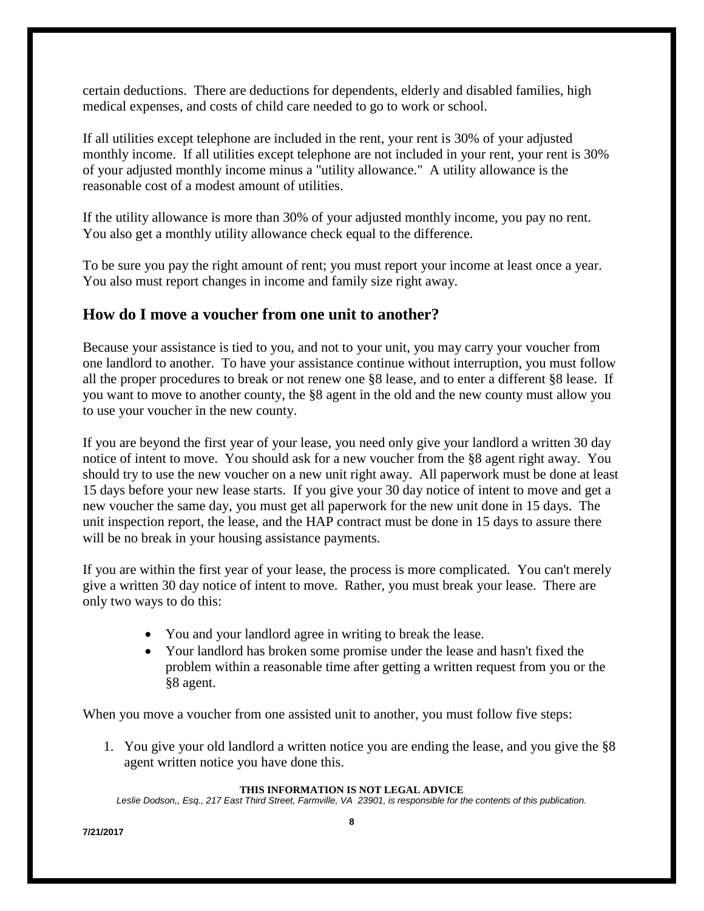certain deductions. There are deductions for dependents, elderly and disabled families, high medical expenses, and costs of child care needed to go to work or school.

If all utilities except telephone are included in the rent, your rent is 30% of your adjusted monthly income. If all utilities except telephone are not included in your rent, your rent is 30% of your adjusted monthly income minus a "utility allowance." A utility allowance is the reasonable cost of a modest amount of utilities.

If the utility allowance is more than 30% of your adjusted monthly income, you pay no rent. You also get a monthly utility allowance check equal to the difference.

To be sure you pay the right amount of rent; you must report your income at least once a year. You also must report changes in income and family size right away.

## How do I move a voucher from one unit to another?

Because your assistance is tied to you, and not to your unit, you may carry your voucher from one landlord to another. To have your assistance continue without interruption, you must follow all the proper procedures to break or not renew one §8 lease, and to enter a different §8 lease. If you want to move to another county, the §8 agent in the old and the new county must allow you to use your voucher in the new county.

If you are beyond the first year of your lease, you need only give your landlord a written 30 day notice of intent to move. You should ask for a new voucher from the §8 agent right away. You should try to use the new voucher on a new unit right away. All paperwork must be done at least 15 days before your new lease starts. If you give your 30 day notice of intent to move and get a new voucher the same day, you must get all paperwork for the new unit done in 15 days. The unit inspection report, the lease, and the HAP contract must be done in 15 days to assure there will be no break in your housing assistance payments.

If you are within the first year of your lease, the process is more complicated. You can't merely give a written 30 day notice of intent to move. Rather, you must break your lease. There are only two ways to do this:

- You and your landlord agree in writing to break the lease.
- Your landlord has broken some promise under the lease and hasn't fixed the problem within a reasonable time after getting a written request from you or the §8 agent.

When you move a voucher from one assisted unit to another, you must follow five steps:

1. You give your old landlord a written notice you are ending the lease, and you give the §8 agent written notice you have done this.

**THIS INFORMATION IS NOT LEGAL ADVICE**

*Leslie Dodson,, Esq., 217 East Third Street, Farmville, VA 23901, is responsible for the contents of this publication.*

**7/21/2017**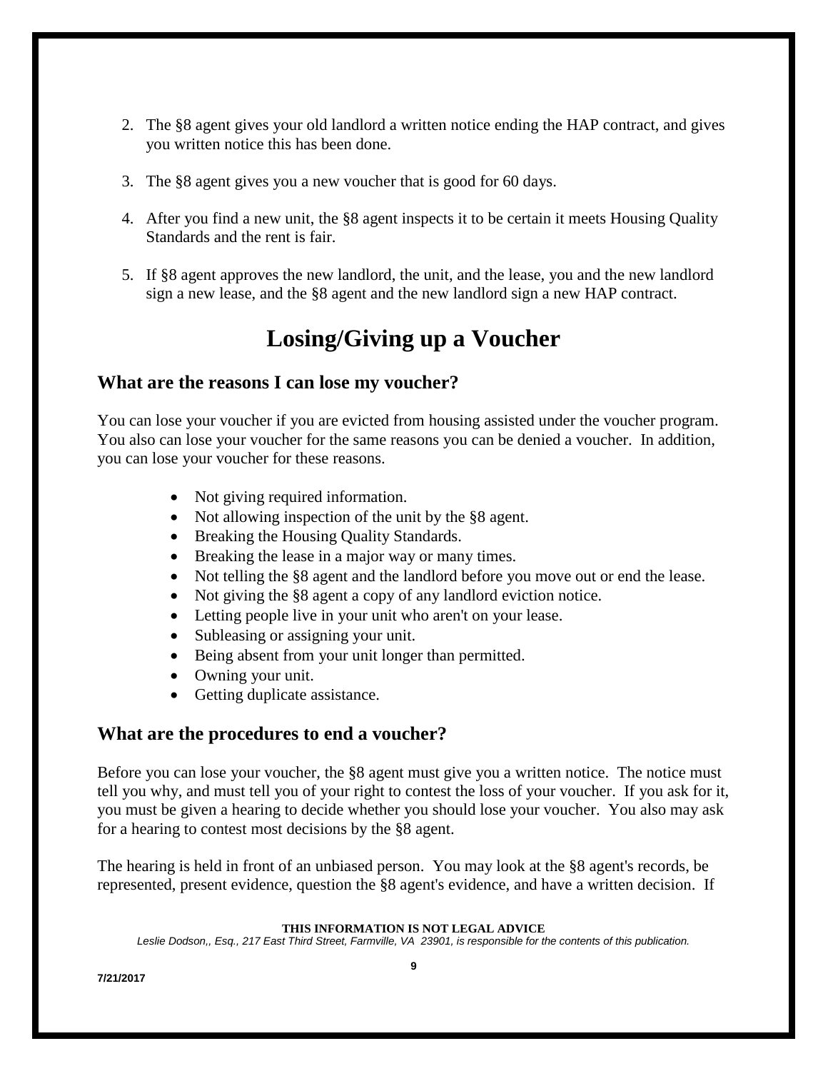2. The §8 agent gives your old landlord a written notice ending the HAP contract, and gives you written notice this has been done.
3. The §8 agent gives you a new voucher that is good for 60 days.
4. After you find a new unit, the §8 agent inspects it to be certain it meets Housing Quality Standards and the rent is fair.
5. If §8 agent approves the new landlord, the unit, and the lease, you and the new landlord sign a new lease, and the §8 agent and the new landlord sign a new HAP contract.

# Losing/Giving up a Voucher

## What are the reasons I can lose my voucher?

You can lose your voucher if you are evicted from housing assisted under the voucher program. You also can lose your voucher for the same reasons you can be denied a voucher. In addition, you can lose your voucher for these reasons.

- Not giving required information.
- Not allowing inspection of the unit by the §8 agent.
- Breaking the Housing Quality Standards.
- Breaking the lease in a major way or many times.
- Not telling the §8 agent and the landlord before you move out or end the lease.
- Not giving the §8 agent a copy of any landlord eviction notice.
- Letting people live in your unit who aren't on your lease.
- Subleasing or assigning your unit.
- Being absent from your unit longer than permitted.
- Owning your unit.
- Getting duplicate assistance.

## What are the procedures to end a voucher?

Before you can lose your voucher, the §8 agent must give you a written notice. The notice must tell you why, and must tell you of your right to contest the loss of your voucher. If you ask for it, you must be given a hearing to decide whether you should lose your voucher. You also may ask for a hearing to contest most decisions by the §8 agent.

The hearing is held in front of an unbiased person. You may look at the §8 agent's records, be represented, present evidence, question the §8 agent's evidence, and have a written decision. If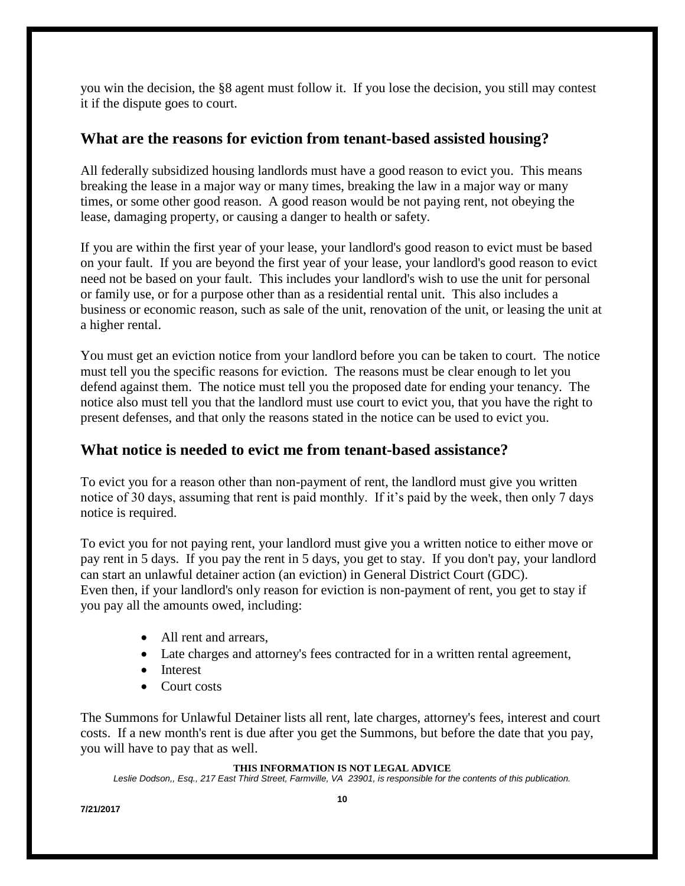you win the decision, the §8 agent must follow it. If you lose the decision, you still may contest it if the dispute goes to court.

## What are the reasons for eviction from tenant-based assisted housing?

All federally subsidized housing landlords must have a good reason to evict you. This means breaking the lease in a major way or many times, breaking the law in a major way or many times, or some other good reason. A good reason would be not paying rent, not obeying the lease, damaging property, or causing a danger to health or safety.

If you are within the first year of your lease, your landlord's good reason to evict must be based on your fault. If you are beyond the first year of your lease, your landlord's good reason to evict need not be based on your fault. This includes your landlord's wish to use the unit for personal or family use, or for a purpose other than as a residential rental unit. This also includes a business or economic reason, such as sale of the unit, renovation of the unit, or leasing the unit at a higher rental.

You must get an eviction notice from your landlord before you can be taken to court. The notice must tell you the specific reasons for eviction. The reasons must be clear enough to let you defend against them. The notice must tell you the proposed date for ending your tenancy. The notice also must tell you that the landlord must use court to evict you, that you have the right to present defenses, and that only the reasons stated in the notice can be used to evict you.

## What notice is needed to evict me from tenant-based assistance?

To evict you for a reason other than non-payment of rent, the landlord must give you written notice of 30 days, assuming that rent is paid monthly. If it's paid by the week, then only 7 days notice is required.

To evict you for not paying rent, your landlord must give you a written notice to either move or pay rent in 5 days. If you pay the rent in 5 days, you get to stay. If you don't pay, your landlord can start an unlawful detainer action (an eviction) in General District Court (GDC). Even then, if your landlord's only reason for eviction is non-payment of rent, you get to stay if you pay all the amounts owed, including:

- All rent and arrears,
- Late charges and attorney's fees contracted for in a written rental agreement,
- Interest
- Court costs

The Summons for Unlawful Detainer lists all rent, late charges, attorney's fees, interest and court costs. If a new month's rent is due after you get the Summons, but before the date that you pay, you will have to pay that as well.

**THIS INFORMATION IS NOT LEGAL ADVICE**

*Leslie Dodson,, Esq., 217 East Third Street, Farmville, VA 23901, is responsible for the contents of this publication.*

**7/21/2017**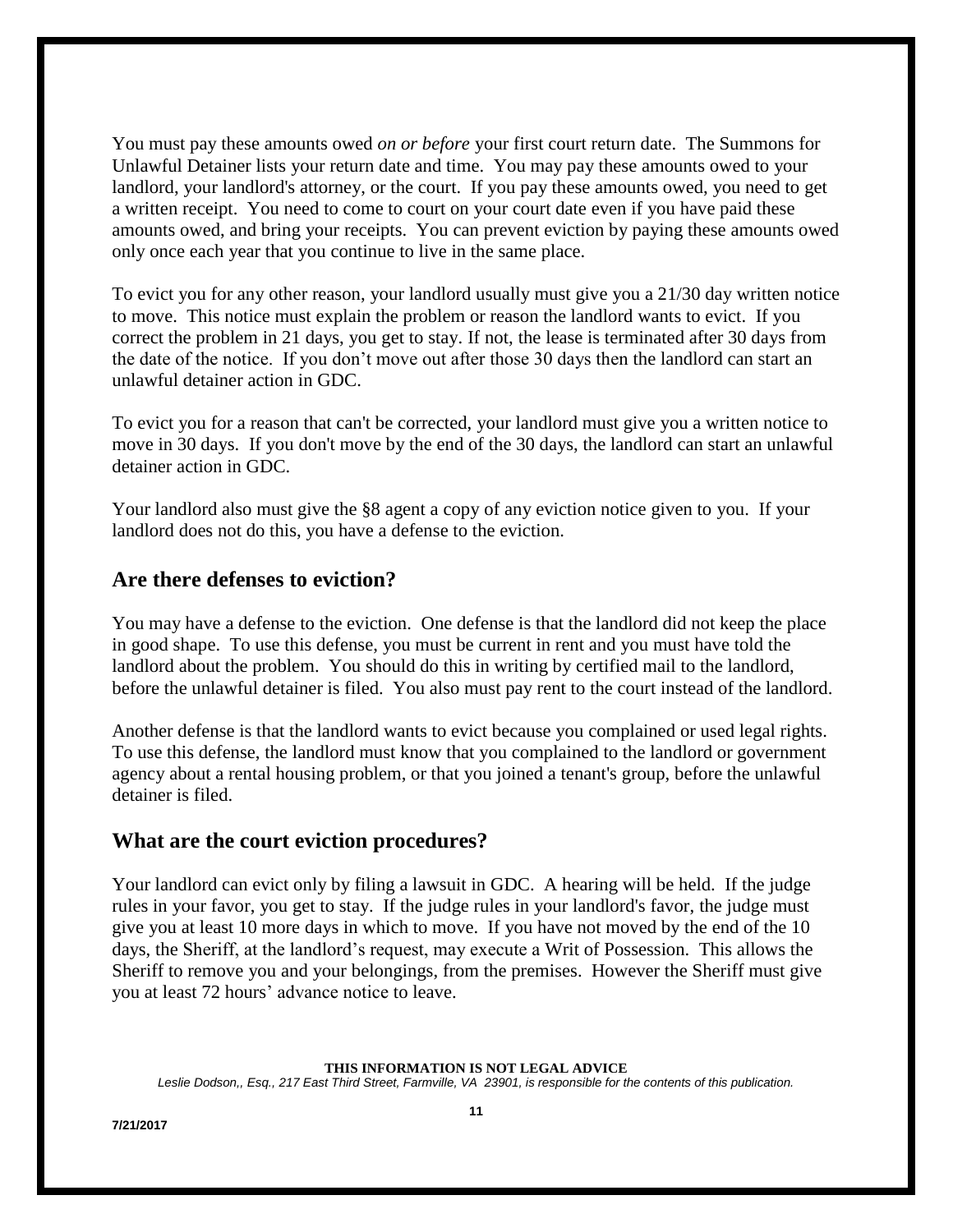You must pay these amounts owed *on or before* your first court return date. The Summons for Unlawful Detainer lists your return date and time. You may pay these amounts owed to your landlord, your landlord's attorney, or the court. If you pay these amounts owed, you need to get a written receipt. You need to come to court on your court date even if you have paid these amounts owed, and bring your receipts. You can prevent eviction by paying these amounts owed only once each year that you continue to live in the same place.

To evict you for any other reason, your landlord usually must give you a 21/30 day written notice to move. This notice must explain the problem or reason the landlord wants to evict. If you correct the problem in 21 days, you get to stay. If not, the lease is terminated after 30 days from the date of the notice. If you don't move out after those 30 days then the landlord can start an unlawful detainer action in GDC.

To evict you for a reason that can't be corrected, your landlord must give you a written notice to move in 30 days. If you don't move by the end of the 30 days, the landlord can start an unlawful detainer action in GDC.

Your landlord also must give the §8 agent a copy of any eviction notice given to you. If your landlord does not do this, you have a defense to the eviction.

## Are there defenses to eviction?

You may have a defense to the eviction. One defense is that the landlord did not keep the place in good shape. To use this defense, you must be current in rent and you must have told the landlord about the problem. You should do this in writing by certified mail to the landlord, before the unlawful detainer is filed. You also must pay rent to the court instead of the landlord.

Another defense is that the landlord wants to evict because you complained or used legal rights. To use this defense, the landlord must know that you complained to the landlord or government agency about a rental housing problem, or that you joined a tenant's group, before the unlawful detainer is filed.

## What are the court eviction procedures?

Your landlord can evict only by filing a lawsuit in GDC. A hearing will be held. If the judge rules in your favor, you get to stay. If the judge rules in your landlord's favor, the judge must give you at least 10 more days in which to move. If you have not moved by the end of the 10 days, the Sheriff, at the landlord's request, may execute a Writ of Possession. This allows the Sheriff to remove you and your belongings, from the premises. However the Sheriff must give you at least 72 hours' advance notice to leave.

**THIS INFORMATION IS NOT LEGAL ADVICE**

*Leslie Dodson,, Esq., 217 East Third Street, Farmville, VA 23901, is responsible for the contents of this publication.*

**7/21/2017**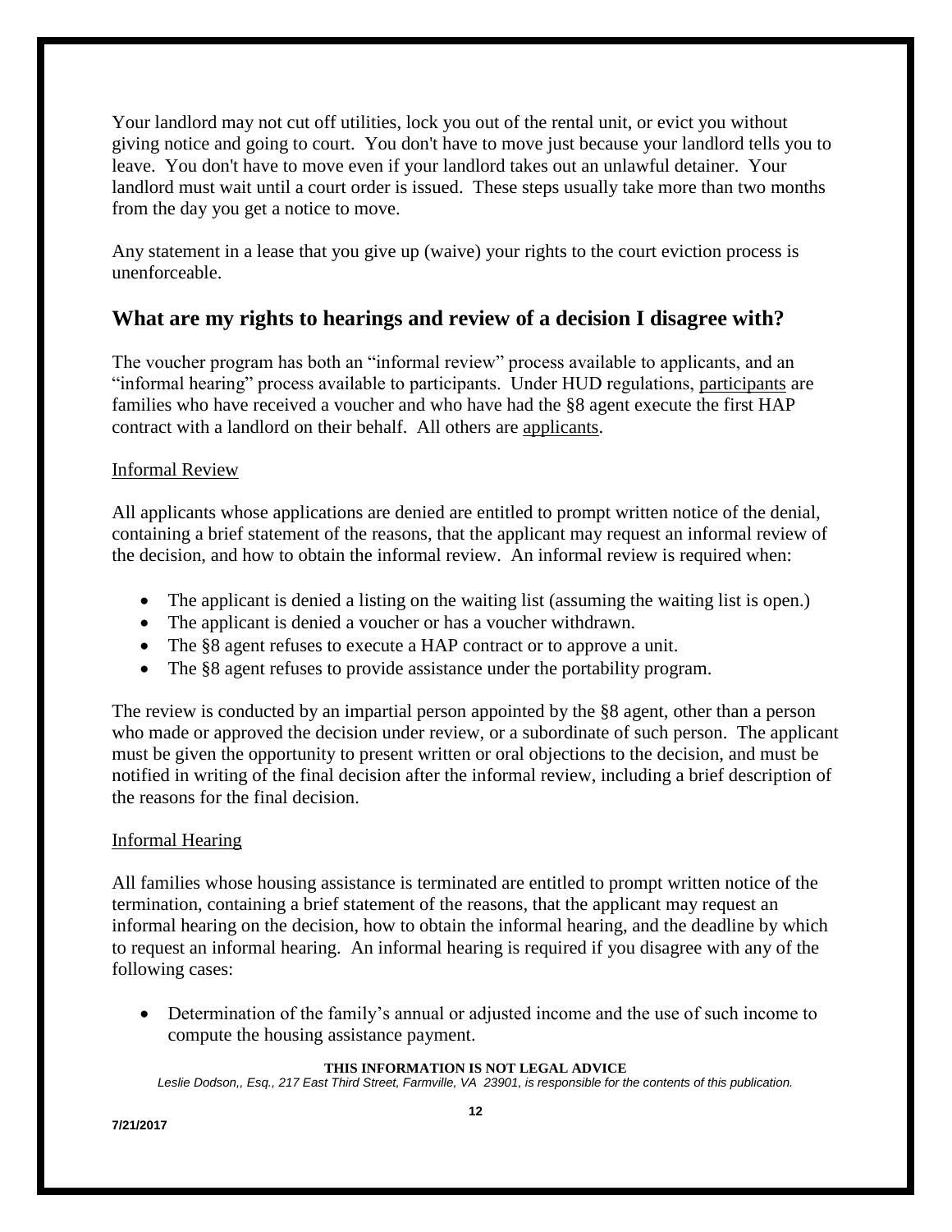Your landlord may not cut off utilities, lock you out of the rental unit, or evict you without giving notice and going to court. You don't have to move just because your landlord tells you to leave. You don't have to move even if your landlord takes out an unlawful detainer. Your landlord must wait until a court order is issued. These steps usually take more than two months from the day you get a notice to move.

Any statement in a lease that you give up (waive) your rights to the court eviction process is unenforceable.

## What are my rights to hearings and review of a decision I disagree with?

The voucher program has both an "informal review" process available to applicants, and an "informal hearing" process available to participants. Under HUD regulations, participants are families who have received a voucher and who have had the §8 agent execute the first HAP contract with a landlord on their behalf. All others are applicants.

### Informal Review

All applicants whose applications are denied are entitled to prompt written notice of the denial, containing a brief statement of the reasons, that the applicant may request an informal review of the decision, and how to obtain the informal review. An informal review is required when:

- The applicant is denied a listing on the waiting list (assuming the waiting list is open.)
- The applicant is denied a voucher or has a voucher withdrawn.
- The §8 agent refuses to execute a HAP contract or to approve a unit.
- The §8 agent refuses to provide assistance under the portability program.

The review is conducted by an impartial person appointed by the §8 agent, other than a person who made or approved the decision under review, or a subordinate of such person. The applicant must be given the opportunity to present written or oral objections to the decision, and must be notified in writing of the final decision after the informal review, including a brief description of the reasons for the final decision.

### Informal Hearing

All families whose housing assistance is terminated are entitled to prompt written notice of the termination, containing a brief statement of the reasons, that the applicant may request an informal hearing on the decision, how to obtain the informal hearing, and the deadline by which to request an informal hearing. An informal hearing is required if you disagree with any of the following cases:

- Determination of the family's annual or adjusted income and the use of such income to compute the housing assistance payment.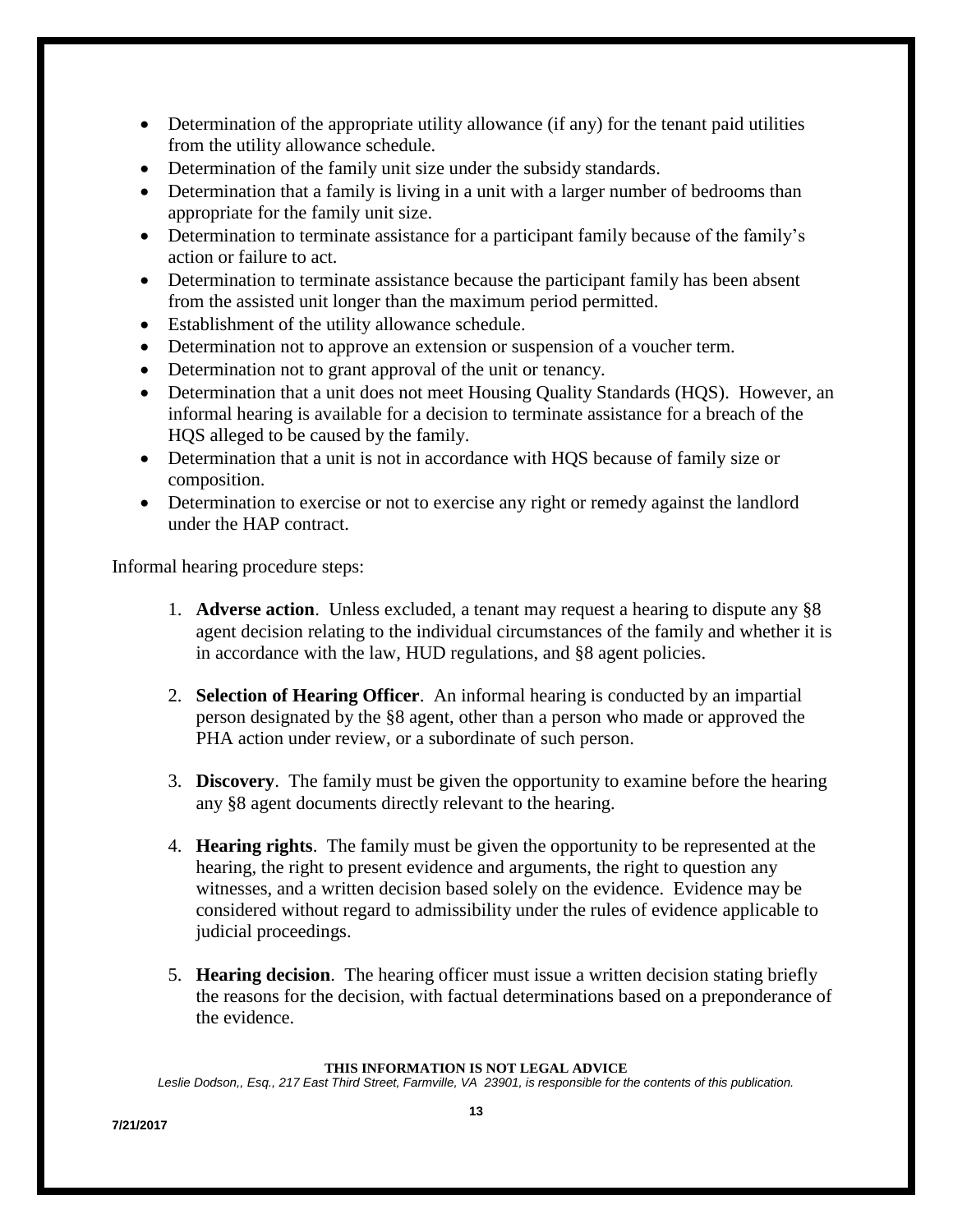- Determination of the appropriate utility allowance (if any) for the tenant paid utilities from the utility allowance schedule.
- Determination of the family unit size under the subsidy standards.
- Determination that a family is living in a unit with a larger number of bedrooms than appropriate for the family unit size.
- Determination to terminate assistance for a participant family because of the family's action or failure to act.
- Determination to terminate assistance because the participant family has been absent from the assisted unit longer than the maximum period permitted.
- Establishment of the utility allowance schedule.
- Determination not to approve an extension or suspension of a voucher term.
- Determination not to grant approval of the unit or tenancy.
- Determination that a unit does not meet Housing Quality Standards (HQS). However, an informal hearing is available for a decision to terminate assistance for a breach of the HQS alleged to be caused by the family.
- Determination that a unit is not in accordance with HQS because of family size or composition.
- Determination to exercise or not to exercise any right or remedy against the landlord under the HAP contract.

Informal hearing procedure steps:

1. **Adverse action**. Unless excluded, a tenant may request a hearing to dispute any §8 agent decision relating to the individual circumstances of the family and whether it is in accordance with the law, HUD regulations, and §8 agent policies.

2. **Selection of Hearing Officer**. An informal hearing is conducted by an impartial person designated by the §8 agent, other than a person who made or approved the PHA action under review, or a subordinate of such person.

3. **Discovery**. The family must be given the opportunity to examine before the hearing any §8 agent documents directly relevant to the hearing.

4. **Hearing rights**. The family must be given the opportunity to be represented at the hearing, the right to present evidence and arguments, the right to question any witnesses, and a written decision based solely on the evidence. Evidence may be considered without regard to admissibility under the rules of evidence applicable to judicial proceedings.

5. **Hearing decision**. The hearing officer must issue a written decision stating briefly the reasons for the decision, with factual determinations based on a preponderance of the evidence.

**THIS INFORMATION IS NOT LEGAL ADVICE**

*Leslie Dodson,, Esq., 217 East Third Street, Farmville, VA 23901, is responsible for the contents of this publication.*

**7/21/2017**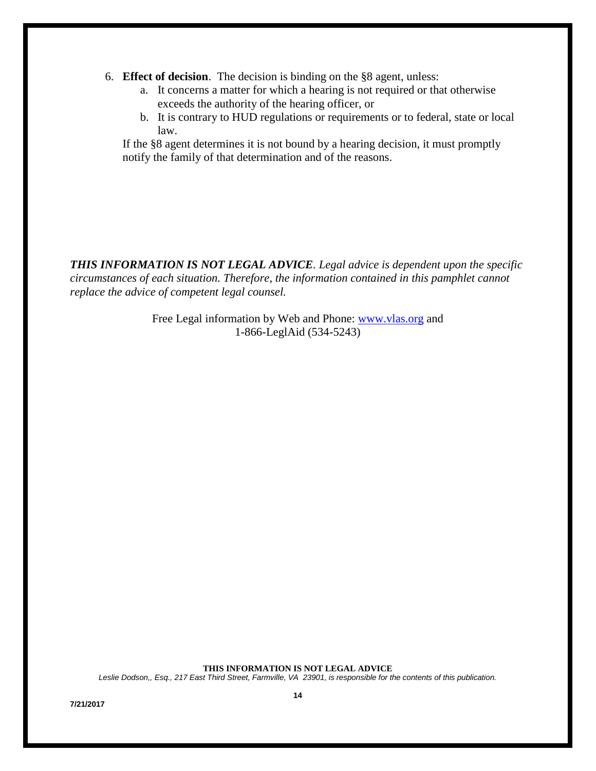6. **Effect of decision**. The decision is binding on the §8 agent, unless:
    a. It concerns a matter for which a hearing is not required or that otherwise exceeds the authority of the hearing officer, or
    b. It is contrary to HUD regulations or requirements or to federal, state or local law.

    If the §8 agent determines it is not bound by a hearing decision, it must promptly notify the family of that determination and of the reasons.

***THIS INFORMATION IS NOT LEGAL ADVICE****. Legal advice is dependent upon the specific circumstances of each situation. Therefore, the information contained in this pamphlet cannot replace the advice of competent legal counsel.*

Free Legal information by Web and Phone: www.vlas.org and
1-866-LeglAid (534-5243)

**THIS INFORMATION IS NOT LEGAL ADVICE**

*Leslie Dodson,, Esq., 217 East Third Street, Farmville, VA 23901, is responsible for the contents of this publication.*

**7/21/2017**